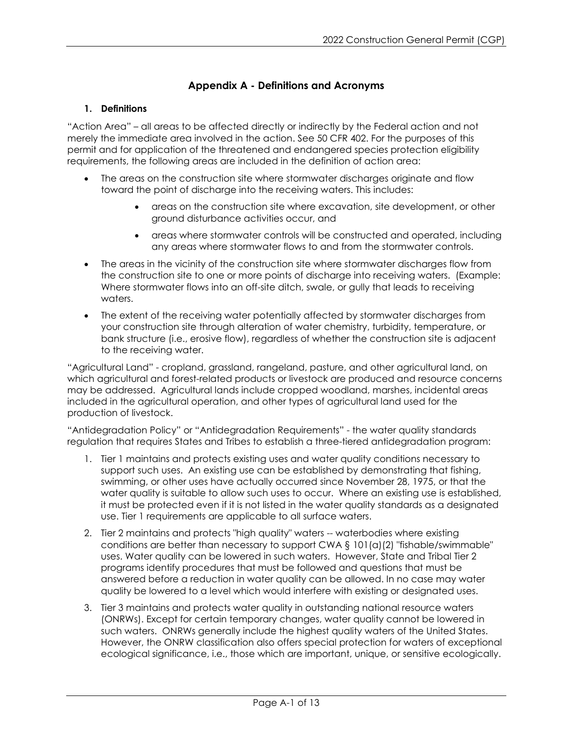# Appendix A - Definitions and Acronyms

## 1. Definitions

"Action Area" – all areas to be affected directly or indirectly by the Federal action and not merely the immediate area involved in the action. See 50 CFR 402. For the purposes of this permit and for application of the threatened and endangered species protection eligibility requirements, the following areas are included in the definition of action area:

- The areas on the construction site where stormwater discharges originate and flow toward the point of discharge into the receiving waters. This includes:
    - areas on the construction site where excavation, site development, or other ground disturbance activities occur, and
    - areas where stormwater controls will be constructed and operated, including any areas where stormwater flows to and from the stormwater controls.
- The areas in the vicinity of the construction site where stormwater discharges flow from the construction site to one or more points of discharge into receiving waters. (Example: Where stormwater flows into an off-site ditch, swale, or gully that leads to receiving waters.
- The extent of the receiving water potentially affected by stormwater discharges from your construction site through alteration of water chemistry, turbidity, temperature, or bank structure (i.e., erosive flow), regardless of whether the construction site is adjacent to the receiving water.

"Agricultural Land" - cropland, grassland, rangeland, pasture, and other agricultural land, on which agricultural and forest-related products or livestock are produced and resource concerns may be addressed. Agricultural lands include cropped woodland, marshes, incidental areas included in the agricultural operation, and other types of agricultural land used for the production of livestock.

"Antidegradation Policy" or "Antidegradation Requirements" - the water quality standards regulation that requires States and Tribes to establish a three-tiered antidegradation program:

1. Tier 1 maintains and protects existing uses and water quality conditions necessary to support such uses. An existing use can be established by demonstrating that fishing, swimming, or other uses have actually occurred since November 28, 1975, or that the water quality is suitable to allow such uses to occur. Where an existing use is established, it must be protected even if it is not listed in the water quality standards as a designated use. Tier 1 requirements are applicable to all surface waters.
2. Tier 2 maintains and protects "high quality" waters -- waterbodies where existing conditions are better than necessary to support CWA § 101(a)(2) "fishable/swimmable" uses. Water quality can be lowered in such waters. However, State and Tribal Tier 2 programs identify procedures that must be followed and questions that must be answered before a reduction in water quality can be allowed. In no case may water quality be lowered to a level which would interfere with existing or designated uses.
3. Tier 3 maintains and protects water quality in outstanding national resource waters (ONRWs). Except for certain temporary changes, water quality cannot be lowered in such waters. ONRWs generally include the highest quality waters of the United States. However, the ONRW classification also offers special protection for waters of exceptional ecological significance, i.e., those which are important, unique, or sensitive ecologically.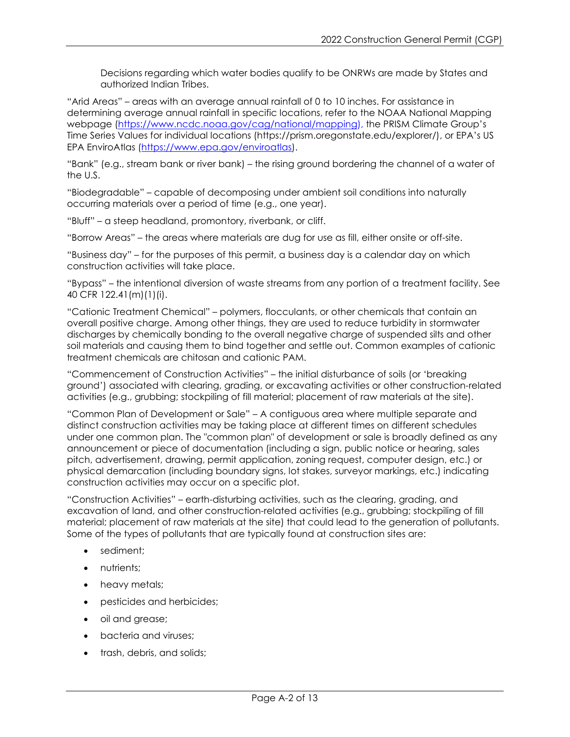Decisions regarding which water bodies qualify to be ONRWs are made by States and authorized Indian Tribes.

"Arid Areas" – areas with an average annual rainfall of 0 to 10 inches. For assistance in determining average annual rainfall in specific locations, refer to the NOAA National Mapping webpage (https://www.ncdc.noaa.gov/cag/national/mapping), the PRISM Climate Group's Time Series Values for individual locations (https://prism.oregonstate.edu/explorer/), or EPA's US EPA EnviroAtlas (https://www.epa.gov/enviroatlas).

"Bank" (e.g., stream bank or river bank) – the rising ground bordering the channel of a water of the U.S.

"Biodegradable" – capable of decomposing under ambient soil conditions into naturally occurring materials over a period of time (e.g., one year).

"Bluff" – a steep headland, promontory, riverbank, or cliff.

"Borrow Areas" – the areas where materials are dug for use as fill, either onsite or off-site.

"Business day" – for the purposes of this permit, a business day is a calendar day on which construction activities will take place.

"Bypass" – the intentional diversion of waste streams from any portion of a treatment facility. See 40 CFR 122.41(m)(1)(i).

"Cationic Treatment Chemical" – polymers, flocculants, or other chemicals that contain an overall positive charge. Among other things, they are used to reduce turbidity in stormwater discharges by chemically bonding to the overall negative charge of suspended silts and other soil materials and causing them to bind together and settle out. Common examples of cationic treatment chemicals are chitosan and cationic PAM.

"Commencement of Construction Activities" – the initial disturbance of soils (or 'breaking ground') associated with clearing, grading, or excavating activities or other construction-related activities (e.g., grubbing; stockpiling of fill material; placement of raw materials at the site).

"Common Plan of Development or Sale" – A contiguous area where multiple separate and distinct construction activities may be taking place at different times on different schedules under one common plan. The "common plan" of development or sale is broadly defined as any announcement or piece of documentation (including a sign, public notice or hearing, sales pitch, advertisement, drawing, permit application, zoning request, computer design, etc.) or physical demarcation (including boundary signs, lot stakes, surveyor markings, etc.) indicating construction activities may occur on a specific plot.

"Construction Activities" – earth-disturbing activities, such as the clearing, grading, and excavation of land, and other construction-related activities (e.g., grubbing; stockpiling of fill material; placement of raw materials at the site) that could lead to the generation of pollutants. Some of the types of pollutants that are typically found at construction sites are:

- sediment;
- nutrients;
- heavy metals;
- pesticides and herbicides;
- oil and grease;
- bacteria and viruses;
- trash, debris, and solids;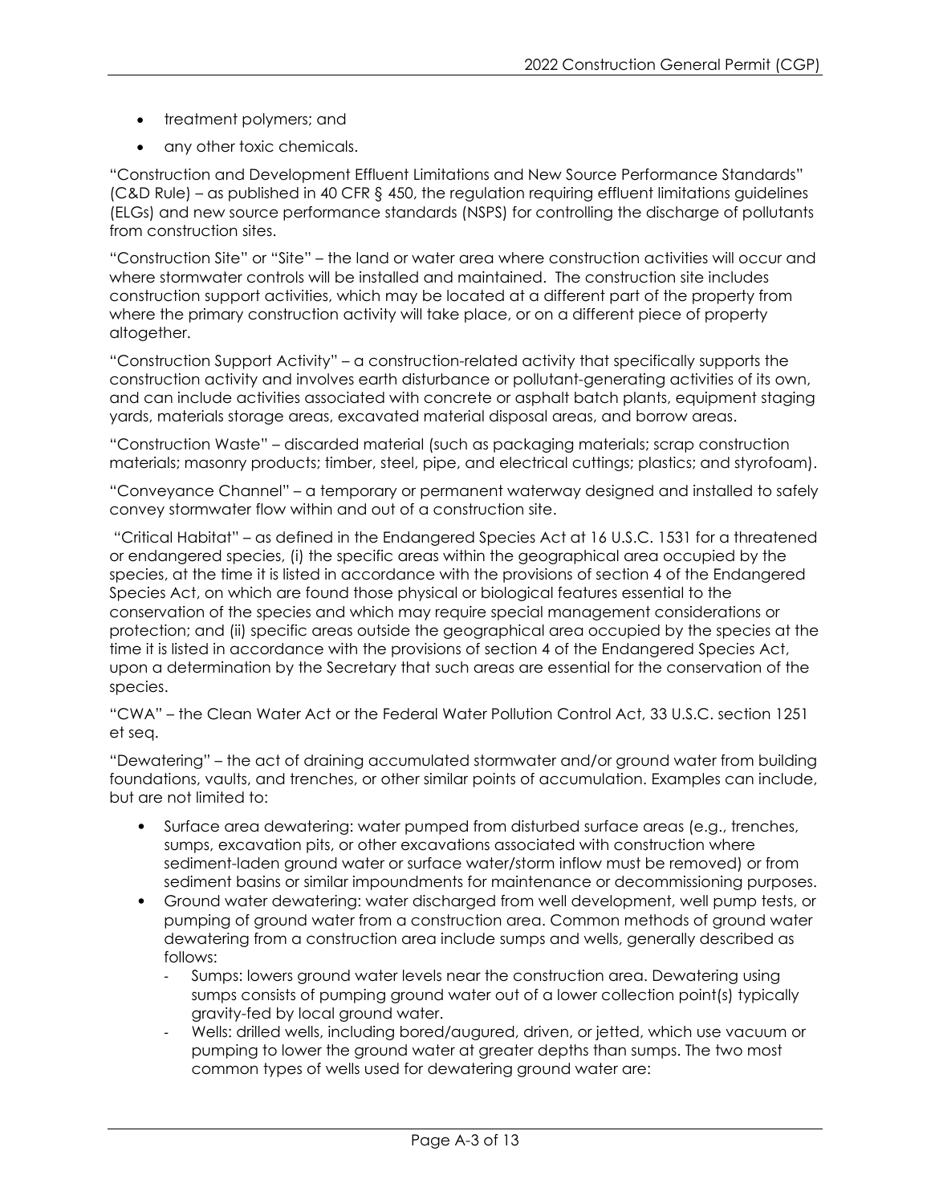- treatment polymers; and
- any other toxic chemicals.

"Construction and Development Effluent Limitations and New Source Performance Standards" (C&D Rule) – as published in 40 CFR § 450, the regulation requiring effluent limitations guidelines (ELGs) and new source performance standards (NSPS) for controlling the discharge of pollutants from construction sites.

"Construction Site" or "Site" – the land or water area where construction activities will occur and where stormwater controls will be installed and maintained. The construction site includes construction support activities, which may be located at a different part of the property from where the primary construction activity will take place, or on a different piece of property altogether.

"Construction Support Activity" – a construction-related activity that specifically supports the construction activity and involves earth disturbance or pollutant-generating activities of its own, and can include activities associated with concrete or asphalt batch plants, equipment staging yards, materials storage areas, excavated material disposal areas, and borrow areas.

"Construction Waste" – discarded material (such as packaging materials; scrap construction materials; masonry products; timber, steel, pipe, and electrical cuttings; plastics; and styrofoam).

"Conveyance Channel" – a temporary or permanent waterway designed and installed to safely convey stormwater flow within and out of a construction site.

"Critical Habitat" – as defined in the Endangered Species Act at 16 U.S.C. 1531 for a threatened or endangered species, (i) the specific areas within the geographical area occupied by the species, at the time it is listed in accordance with the provisions of section 4 of the Endangered Species Act, on which are found those physical or biological features essential to the conservation of the species and which may require special management considerations or protection; and (ii) specific areas outside the geographical area occupied by the species at the time it is listed in accordance with the provisions of section 4 of the Endangered Species Act, upon a determination by the Secretary that such areas are essential for the conservation of the species.

"CWA" – the Clean Water Act or the Federal Water Pollution Control Act, 33 U.S.C. section 1251 et seq.

"Dewatering" – the act of draining accumulated stormwater and/or ground water from building foundations, vaults, and trenches, or other similar points of accumulation. Examples can include, but are not limited to:

- Surface area dewatering: water pumped from disturbed surface areas (e.g., trenches, sumps, excavation pits, or other excavations associated with construction where sediment-laden ground water or surface water/storm inflow must be removed) or from sediment basins or similar impoundments for maintenance or decommissioning purposes.
- Ground water dewatering: water discharged from well development, well pump tests, or pumping of ground water from a construction area. Common methods of ground water dewatering from a construction area include sumps and wells, generally described as follows:
  - Sumps: lowers ground water levels near the construction area. Dewatering using sumps consists of pumping ground water out of a lower collection point(s) typically gravity-fed by local ground water.
  - Wells: drilled wells, including bored/augured, driven, or jetted, which use vacuum or pumping to lower the ground water at greater depths than sumps. The two most common types of wells used for dewatering ground water are: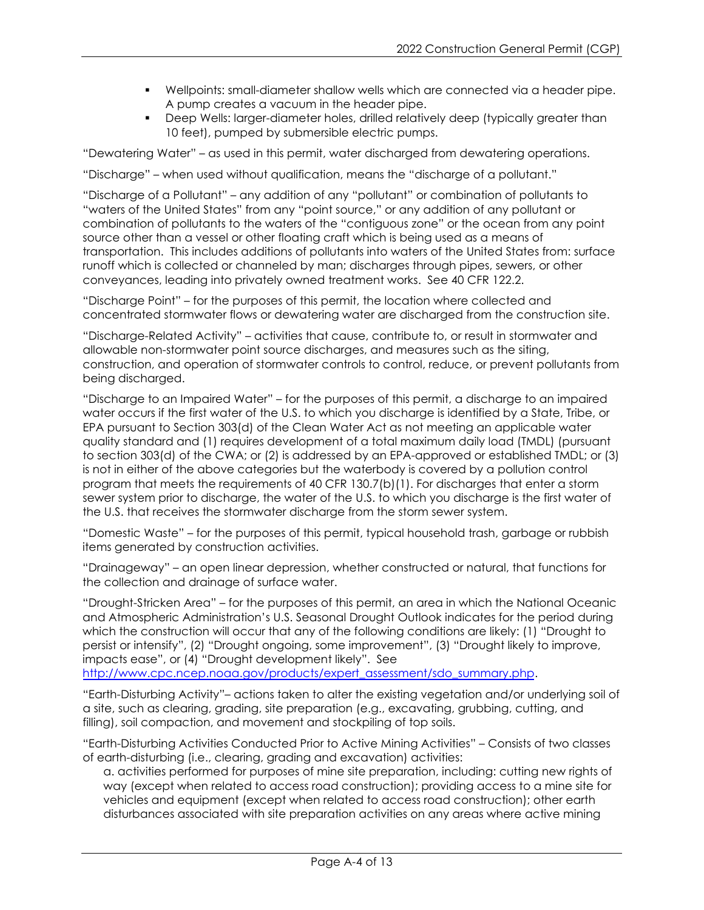- Wellpoints: small-diameter shallow wells which are connected via a header pipe. A pump creates a vacuum in the header pipe.
- Deep Wells: larger-diameter holes, drilled relatively deep (typically greater than 10 feet), pumped by submersible electric pumps.

"Dewatering Water" – as used in this permit, water discharged from dewatering operations.

"Discharge" – when used without qualification, means the "discharge of a pollutant."

"Discharge of a Pollutant" – any addition of any "pollutant" or combination of pollutants to "waters of the United States" from any "point source," or any addition of any pollutant or combination of pollutants to the waters of the "contiguous zone" or the ocean from any point source other than a vessel or other floating craft which is being used as a means of transportation. This includes additions of pollutants into waters of the United States from: surface runoff which is collected or channeled by man; discharges through pipes, sewers, or other conveyances, leading into privately owned treatment works. See 40 CFR 122.2.

"Discharge Point" – for the purposes of this permit, the location where collected and concentrated stormwater flows or dewatering water are discharged from the construction site.

"Discharge-Related Activity" – activities that cause, contribute to, or result in stormwater and allowable non-stormwater point source discharges, and measures such as the siting, construction, and operation of stormwater controls to control, reduce, or prevent pollutants from being discharged.

"Discharge to an Impaired Water" – for the purposes of this permit, a discharge to an impaired water occurs if the first water of the U.S. to which you discharge is identified by a State, Tribe, or EPA pursuant to Section 303(d) of the Clean Water Act as not meeting an applicable water quality standard and (1) requires development of a total maximum daily load (TMDL) (pursuant to section 303(d) of the CWA; or (2) is addressed by an EPA-approved or established TMDL; or (3) is not in either of the above categories but the waterbody is covered by a pollution control program that meets the requirements of 40 CFR 130.7(b)(1). For discharges that enter a storm sewer system prior to discharge, the water of the U.S. to which you discharge is the first water of the U.S. that receives the stormwater discharge from the storm sewer system.

"Domestic Waste" – for the purposes of this permit, typical household trash, garbage or rubbish items generated by construction activities.

"Drainageway" – an open linear depression, whether constructed or natural, that functions for the collection and drainage of surface water.

"Drought-Stricken Area" – for the purposes of this permit, an area in which the National Oceanic and Atmospheric Administration's U.S. Seasonal Drought Outlook indicates for the period during which the construction will occur that any of the following conditions are likely: (1) "Drought to persist or intensify", (2) "Drought ongoing, some improvement", (3) "Drought likely to improve, impacts ease", or (4) "Drought development likely". See http://www.cpc.ncep.noaa.gov/products/expert_assessment/sdo_summary.php.

"Earth-Disturbing Activity"– actions taken to alter the existing vegetation and/or underlying soil of a site, such as clearing, grading, site preparation (e.g., excavating, grubbing, cutting, and filling), soil compaction, and movement and stockpiling of top soils.

"Earth-Disturbing Activities Conducted Prior to Active Mining Activities" – Consists of two classes of earth-disturbing (i.e., clearing, grading and excavation) activities:

a. activities performed for purposes of mine site preparation, including: cutting new rights of way (except when related to access road construction); providing access to a mine site for vehicles and equipment (except when related to access road construction); other earth disturbances associated with site preparation activities on any areas where active mining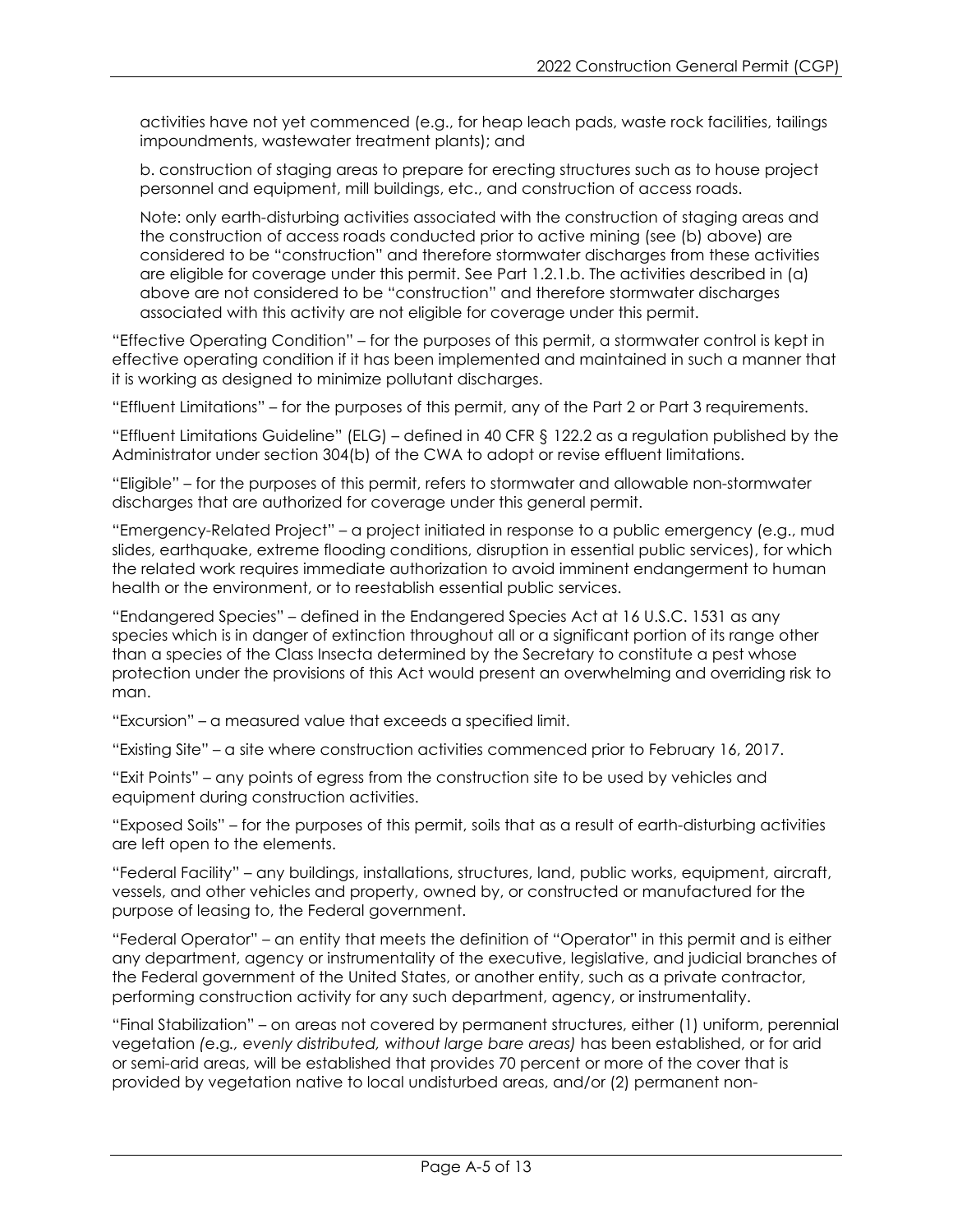activities have not yet commenced (e.g., for heap leach pads, waste rock facilities, tailings impoundments, wastewater treatment plants); and

b. construction of staging areas to prepare for erecting structures such as to house project personnel and equipment, mill buildings, etc., and construction of access roads.

Note: only earth-disturbing activities associated with the construction of staging areas and the construction of access roads conducted prior to active mining (see (b) above) are considered to be "construction" and therefore stormwater discharges from these activities are eligible for coverage under this permit. See Part 1.2.1.b. The activities described in (a) above are not considered to be "construction" and therefore stormwater discharges associated with this activity are not eligible for coverage under this permit.

"Effective Operating Condition" – for the purposes of this permit, a stormwater control is kept in effective operating condition if it has been implemented and maintained in such a manner that it is working as designed to minimize pollutant discharges.

"Effluent Limitations" – for the purposes of this permit, any of the Part 2 or Part 3 requirements.

"Effluent Limitations Guideline" (ELG) – defined in 40 CFR § 122.2 as a regulation published by the Administrator under section 304(b) of the CWA to adopt or revise effluent limitations.

"Eligible" – for the purposes of this permit, refers to stormwater and allowable non-stormwater discharges that are authorized for coverage under this general permit.

"Emergency-Related Project" – a project initiated in response to a public emergency (e.g., mud slides, earthquake, extreme flooding conditions, disruption in essential public services), for which the related work requires immediate authorization to avoid imminent endangerment to human health or the environment, or to reestablish essential public services.

"Endangered Species" – defined in the Endangered Species Act at 16 U.S.C. 1531 as any species which is in danger of extinction throughout all or a significant portion of its range other than a species of the Class Insecta determined by the Secretary to constitute a pest whose protection under the provisions of this Act would present an overwhelming and overriding risk to man.

"Excursion" – a measured value that exceeds a specified limit.

"Existing Site" – a site where construction activities commenced prior to February 16, 2017.

"Exit Points" – any points of egress from the construction site to be used by vehicles and equipment during construction activities.

"Exposed Soils" – for the purposes of this permit, soils that as a result of earth-disturbing activities are left open to the elements.

"Federal Facility" – any buildings, installations, structures, land, public works, equipment, aircraft, vessels, and other vehicles and property, owned by, or constructed or manufactured for the purpose of leasing to, the Federal government.

"Federal Operator" – an entity that meets the definition of "Operator" in this permit and is either any department, agency or instrumentality of the executive, legislative, and judicial branches of the Federal government of the United States, or another entity, such as a private contractor, performing construction activity for any such department, agency, or instrumentality.

"Final Stabilization" – on areas not covered by permanent structures, either (1) uniform, perennial vegetation *(e.g., evenly distributed, without large bare areas)* has been established, or for arid or semi-arid areas, will be established that provides 70 percent or more of the cover that is provided by vegetation native to local undisturbed areas, and/or (2) permanent non-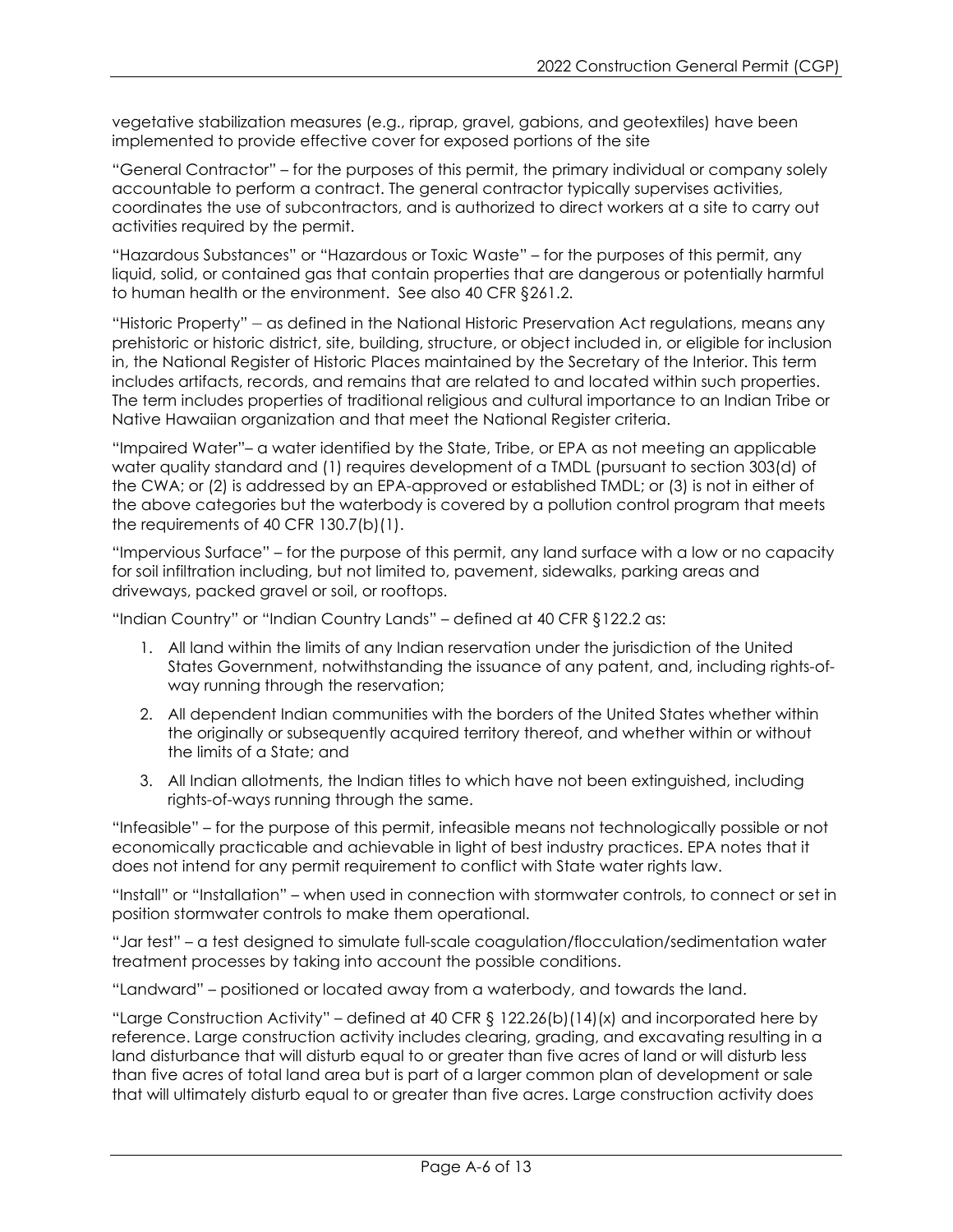vegetative stabilization measures (e.g., riprap, gravel, gabions, and geotextiles) have been implemented to provide effective cover for exposed portions of the site

"General Contractor" – for the purposes of this permit, the primary individual or company solely accountable to perform a contract. The general contractor typically supervises activities, coordinates the use of subcontractors, and is authorized to direct workers at a site to carry out activities required by the permit.

"Hazardous Substances" or "Hazardous or Toxic Waste" – for the purposes of this permit, any liquid, solid, or contained gas that contain properties that are dangerous or potentially harmful to human health or the environment. See also 40 CFR §261.2.

"Historic Property" – as defined in the National Historic Preservation Act regulations, means any prehistoric or historic district, site, building, structure, or object included in, or eligible for inclusion in, the National Register of Historic Places maintained by the Secretary of the Interior. This term includes artifacts, records, and remains that are related to and located within such properties. The term includes properties of traditional religious and cultural importance to an Indian Tribe or Native Hawaiian organization and that meet the National Register criteria.

"Impaired Water"– a water identified by the State, Tribe, or EPA as not meeting an applicable water quality standard and (1) requires development of a TMDL (pursuant to section 303(d) of the CWA; or (2) is addressed by an EPA-approved or established TMDL; or (3) is not in either of the above categories but the waterbody is covered by a pollution control program that meets the requirements of 40 CFR 130.7(b)(1).

"Impervious Surface" – for the purpose of this permit, any land surface with a low or no capacity for soil infiltration including, but not limited to, pavement, sidewalks, parking areas and driveways, packed gravel or soil, or rooftops.

"Indian Country" or "Indian Country Lands" – defined at 40 CFR §122.2 as:

1. All land within the limits of any Indian reservation under the jurisdiction of the United States Government, notwithstanding the issuance of any patent, and, including rights-of-way running through the reservation;
2. All dependent Indian communities with the borders of the United States whether within the originally or subsequently acquired territory thereof, and whether within or without the limits of a State; and
3. All Indian allotments, the Indian titles to which have not been extinguished, including rights-of-ways running through the same.

"Infeasible" – for the purpose of this permit, infeasible means not technologically possible or not economically practicable and achievable in light of best industry practices. EPA notes that it does not intend for any permit requirement to conflict with State water rights law.

"Install" or "Installation" – when used in connection with stormwater controls, to connect or set in position stormwater controls to make them operational.

"Jar test" – a test designed to simulate full-scale coagulation/flocculation/sedimentation water treatment processes by taking into account the possible conditions.

"Landward" – positioned or located away from a waterbody, and towards the land.

"Large Construction Activity" – defined at 40 CFR § 122.26(b)(14)(x) and incorporated here by reference. Large construction activity includes clearing, grading, and excavating resulting in a land disturbance that will disturb equal to or greater than five acres of land or will disturb less than five acres of total land area but is part of a larger common plan of development or sale that will ultimately disturb equal to or greater than five acres. Large construction activity does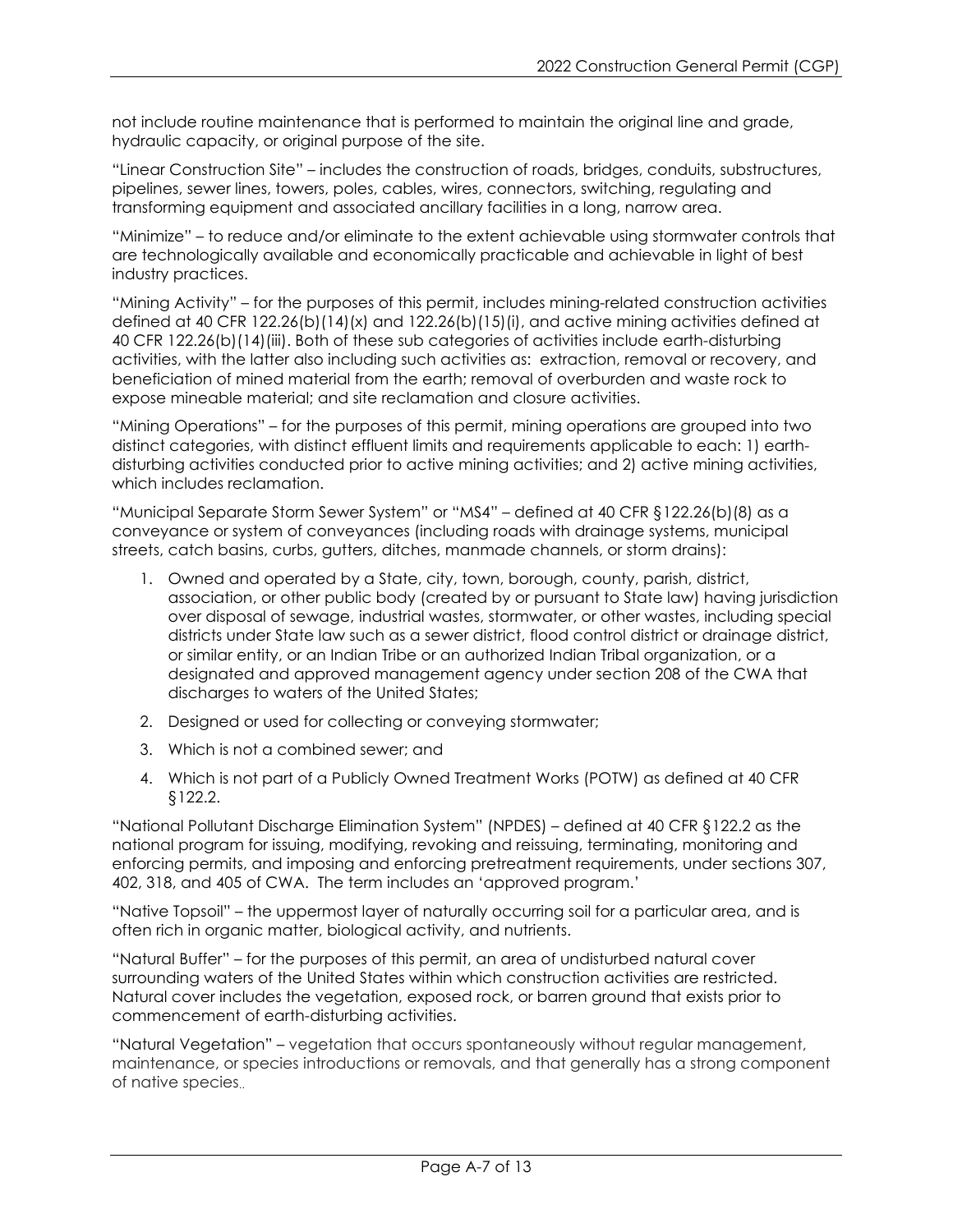not include routine maintenance that is performed to maintain the original line and grade, hydraulic capacity, or original purpose of the site.

"Linear Construction Site" – includes the construction of roads, bridges, conduits, substructures, pipelines, sewer lines, towers, poles, cables, wires, connectors, switching, regulating and transforming equipment and associated ancillary facilities in a long, narrow area.

"Minimize" – to reduce and/or eliminate to the extent achievable using stormwater controls that are technologically available and economically practicable and achievable in light of best industry practices.

"Mining Activity" – for the purposes of this permit, includes mining-related construction activities defined at 40 CFR 122.26(b)(14)(x) and 122.26(b)(15)(i), and active mining activities defined at 40 CFR 122.26(b)(14)(iii). Both of these sub categories of activities include earth-disturbing activities, with the latter also including such activities as: extraction, removal or recovery, and beneficiation of mined material from the earth; removal of overburden and waste rock to expose mineable material; and site reclamation and closure activities.

"Mining Operations" – for the purposes of this permit, mining operations are grouped into two distinct categories, with distinct effluent limits and requirements applicable to each: 1) earth-disturbing activities conducted prior to active mining activities; and 2) active mining activities, which includes reclamation.

"Municipal Separate Storm Sewer System" or "MS4" – defined at 40 CFR §122.26(b)(8) as a conveyance or system of conveyances (including roads with drainage systems, municipal streets, catch basins, curbs, gutters, ditches, manmade channels, or storm drains):

1. Owned and operated by a State, city, town, borough, county, parish, district, association, or other public body (created by or pursuant to State law) having jurisdiction over disposal of sewage, industrial wastes, stormwater, or other wastes, including special districts under State law such as a sewer district, flood control district or drainage district, or similar entity, or an Indian Tribe or an authorized Indian Tribal organization, or a designated and approved management agency under section 208 of the CWA that discharges to waters of the United States;
2. Designed or used for collecting or conveying stormwater;
3. Which is not a combined sewer; and
4. Which is not part of a Publicly Owned Treatment Works (POTW) as defined at 40 CFR §122.2.

"National Pollutant Discharge Elimination System" (NPDES) – defined at 40 CFR §122.2 as the national program for issuing, modifying, revoking and reissuing, terminating, monitoring and enforcing permits, and imposing and enforcing pretreatment requirements, under sections 307, 402, 318, and 405 of CWA. The term includes an 'approved program.'

"Native Topsoil" – the uppermost layer of naturally occurring soil for a particular area, and is often rich in organic matter, biological activity, and nutrients.

"Natural Buffer" – for the purposes of this permit, an area of undisturbed natural cover surrounding waters of the United States within which construction activities are restricted. Natural cover includes the vegetation, exposed rock, or barren ground that exists prior to commencement of earth-disturbing activities.

"Natural Vegetation" – vegetation that occurs spontaneously without regular management, maintenance, or species introductions or removals, and that generally has a strong component of native species..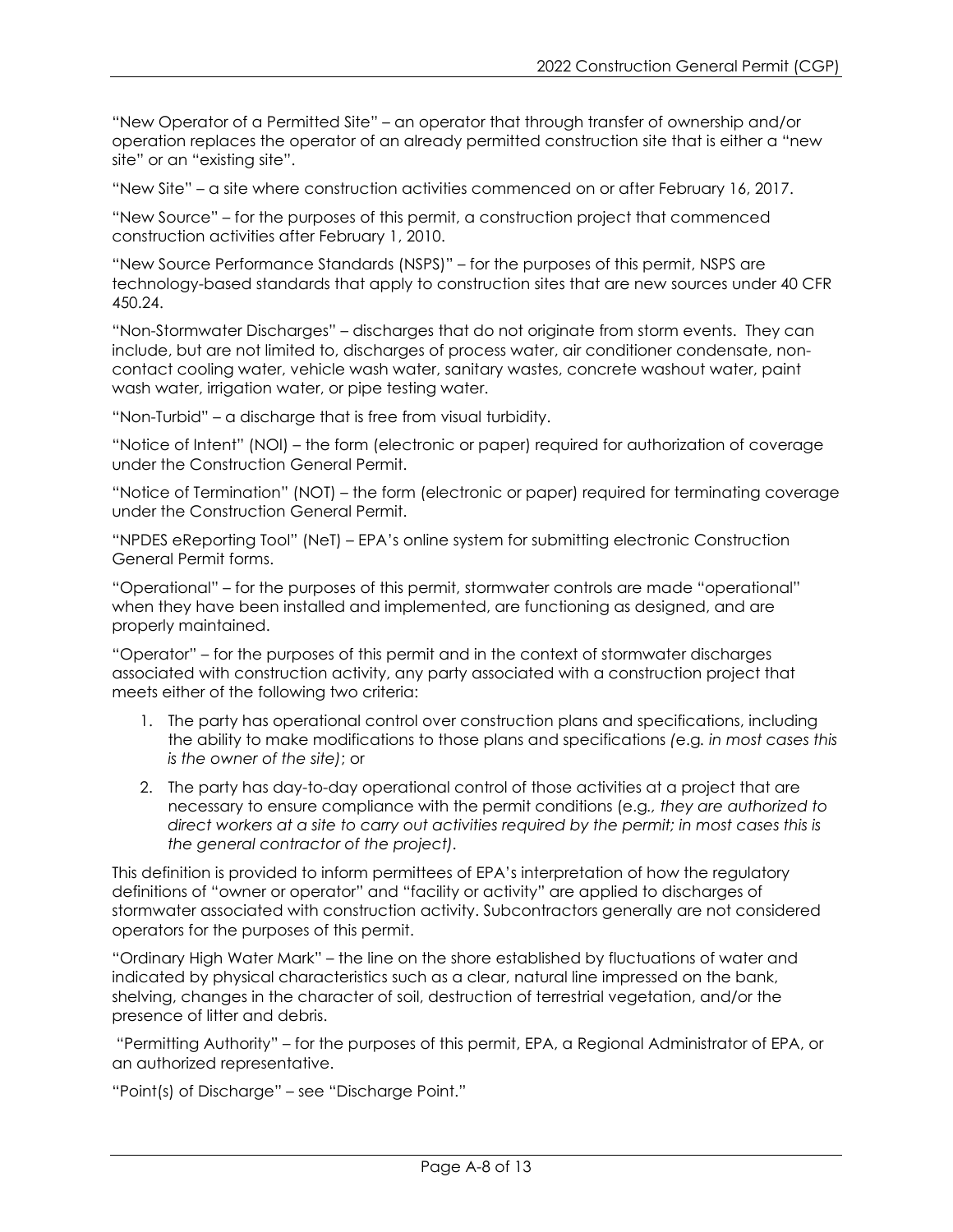"New Operator of a Permitted Site" – an operator that through transfer of ownership and/or operation replaces the operator of an already permitted construction site that is either a "new site" or an "existing site".

"New Site" – a site where construction activities commenced on or after February 16, 2017.

"New Source" – for the purposes of this permit, a construction project that commenced construction activities after February 1, 2010.

"New Source Performance Standards (NSPS)" – for the purposes of this permit, NSPS are technology-based standards that apply to construction sites that are new sources under 40 CFR 450.24.

"Non-Stormwater Discharges" – discharges that do not originate from storm events. They can include, but are not limited to, discharges of process water, air conditioner condensate, non-contact cooling water, vehicle wash water, sanitary wastes, concrete washout water, paint wash water, irrigation water, or pipe testing water.

"Non-Turbid" – a discharge that is free from visual turbidity.

"Notice of Intent" (NOI) – the form (electronic or paper) required for authorization of coverage under the Construction General Permit.

"Notice of Termination" (NOT) – the form (electronic or paper) required for terminating coverage under the Construction General Permit.

"NPDES eReporting Tool" (NeT) – EPA's online system for submitting electronic Construction General Permit forms.

"Operational" – for the purposes of this permit, stormwater controls are made "operational" when they have been installed and implemented, are functioning as designed, and are properly maintained.

"Operator" – for the purposes of this permit and in the context of stormwater discharges associated with construction activity, any party associated with a construction project that meets either of the following two criteria:

1. The party has operational control over construction plans and specifications, including the ability to make modifications to those plans and specifications *(e.g. in most cases this is the owner of the site)*; or
2. The party has day-to-day operational control of those activities at a project that are necessary to ensure compliance with the permit conditions (e.g., *they are authorized to direct workers at a site to carry out activities required by the permit; in most cases this is the general contractor of the project)*.

This definition is provided to inform permittees of EPA's interpretation of how the regulatory definitions of "owner or operator" and "facility or activity" are applied to discharges of stormwater associated with construction activity. Subcontractors generally are not considered operators for the purposes of this permit.

"Ordinary High Water Mark" – the line on the shore established by fluctuations of water and indicated by physical characteristics such as a clear, natural line impressed on the bank, shelving, changes in the character of soil, destruction of terrestrial vegetation, and/or the presence of litter and debris.

"Permitting Authority" – for the purposes of this permit, EPA, a Regional Administrator of EPA, or an authorized representative.

"Point(s) of Discharge" – see "Discharge Point."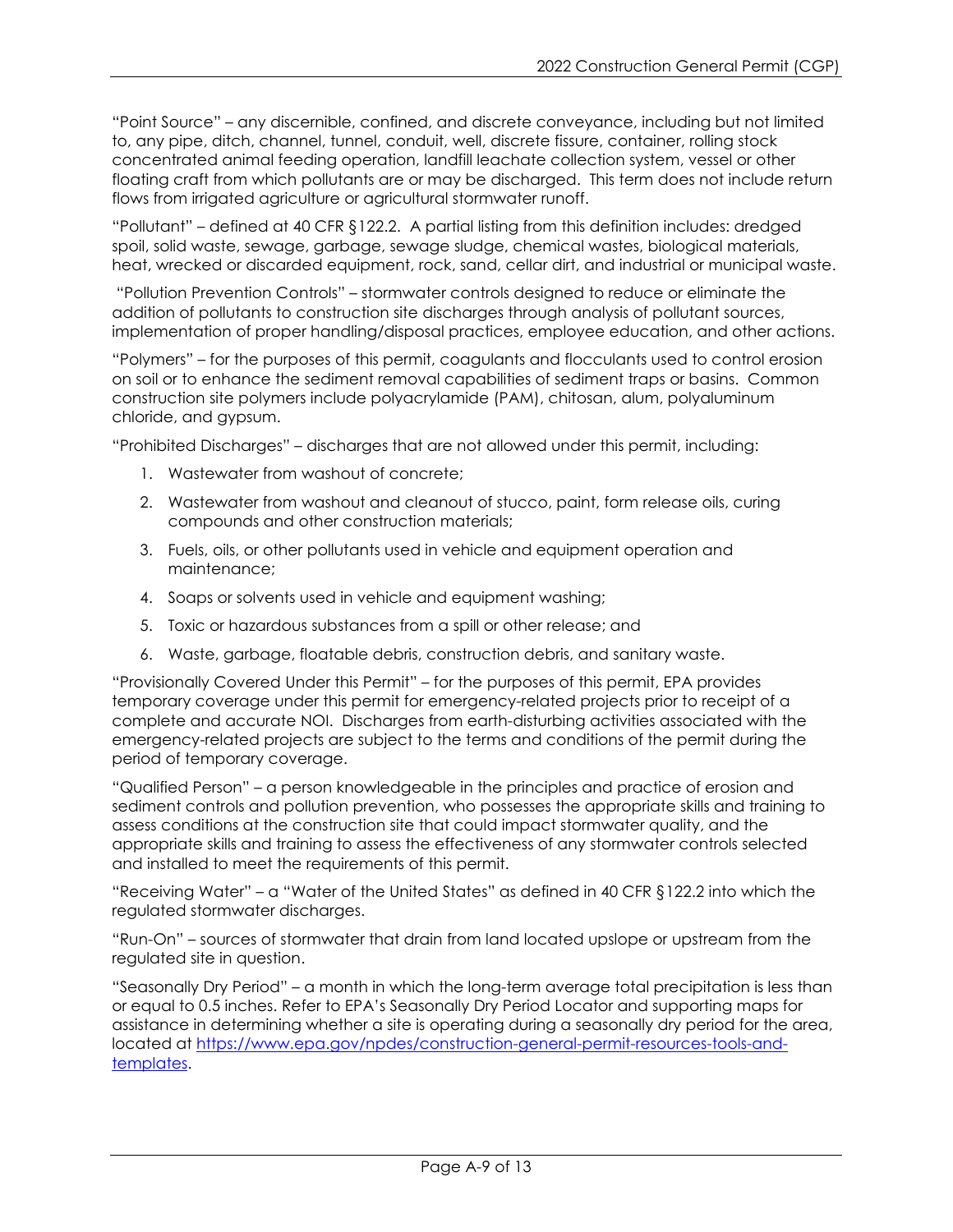"Point Source" – any discernible, confined, and discrete conveyance, including but not limited to, any pipe, ditch, channel, tunnel, conduit, well, discrete fissure, container, rolling stock concentrated animal feeding operation, landfill leachate collection system, vessel or other floating craft from which pollutants are or may be discharged. This term does not include return flows from irrigated agriculture or agricultural stormwater runoff.

"Pollutant" – defined at 40 CFR §122.2. A partial listing from this definition includes: dredged spoil, solid waste, sewage, garbage, sewage sludge, chemical wastes, biological materials, heat, wrecked or discarded equipment, rock, sand, cellar dirt, and industrial or municipal waste.

"Pollution Prevention Controls" – stormwater controls designed to reduce or eliminate the addition of pollutants to construction site discharges through analysis of pollutant sources, implementation of proper handling/disposal practices, employee education, and other actions.

"Polymers" – for the purposes of this permit, coagulants and flocculants used to control erosion on soil or to enhance the sediment removal capabilities of sediment traps or basins. Common construction site polymers include polyacrylamide (PAM), chitosan, alum, polyaluminum chloride, and gypsum.

"Prohibited Discharges" – discharges that are not allowed under this permit, including:

1. Wastewater from washout of concrete;
2. Wastewater from washout and cleanout of stucco, paint, form release oils, curing compounds and other construction materials;
3. Fuels, oils, or other pollutants used in vehicle and equipment operation and maintenance;
4. Soaps or solvents used in vehicle and equipment washing;
5. Toxic or hazardous substances from a spill or other release; and
6. Waste, garbage, floatable debris, construction debris, and sanitary waste.

"Provisionally Covered Under this Permit" – for the purposes of this permit, EPA provides temporary coverage under this permit for emergency-related projects prior to receipt of a complete and accurate NOI. Discharges from earth-disturbing activities associated with the emergency-related projects are subject to the terms and conditions of the permit during the period of temporary coverage.

"Qualified Person" – a person knowledgeable in the principles and practice of erosion and sediment controls and pollution prevention, who possesses the appropriate skills and training to assess conditions at the construction site that could impact stormwater quality, and the appropriate skills and training to assess the effectiveness of any stormwater controls selected and installed to meet the requirements of this permit.

"Receiving Water" – a "Water of the United States" as defined in 40 CFR §122.2 into which the regulated stormwater discharges.

"Run-On" – sources of stormwater that drain from land located upslope or upstream from the regulated site in question.

"Seasonally Dry Period" – a month in which the long-term average total precipitation is less than or equal to 0.5 inches. Refer to EPA's Seasonally Dry Period Locator and supporting maps for assistance in determining whether a site is operating during a seasonally dry period for the area, located at [https://www.epa.gov/npdes/construction-general-permit-resources-tools-and-templates](https://www.epa.gov/npdes/construction-general-permit-resources-tools-and-templates).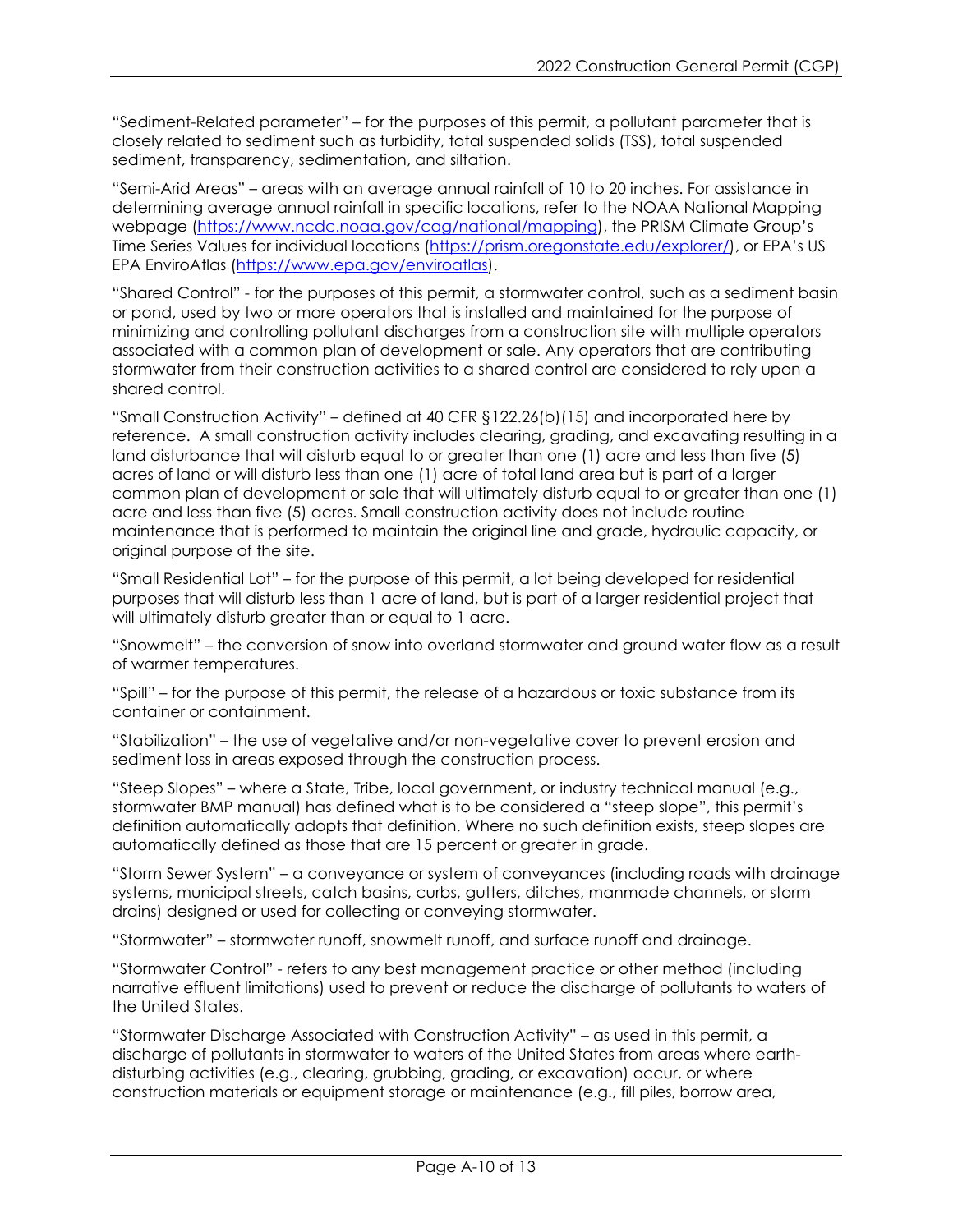"Sediment-Related parameter" – for the purposes of this permit, a pollutant parameter that is closely related to sediment such as turbidity, total suspended solids (TSS), total suspended sediment, transparency, sedimentation, and siltation.

"Semi-Arid Areas" – areas with an average annual rainfall of 10 to 20 inches. For assistance in determining average annual rainfall in specific locations, refer to the NOAA National Mapping webpage (https://www.ncdc.noaa.gov/cag/national/mapping), the PRISM Climate Group's Time Series Values for individual locations (https://prism.oregonstate.edu/explorer/), or EPA's US EPA EnviroAtlas (https://www.epa.gov/enviroatlas).

"Shared Control" - for the purposes of this permit, a stormwater control, such as a sediment basin or pond, used by two or more operators that is installed and maintained for the purpose of minimizing and controlling pollutant discharges from a construction site with multiple operators associated with a common plan of development or sale. Any operators that are contributing stormwater from their construction activities to a shared control are considered to rely upon a shared control.

"Small Construction Activity" – defined at 40 CFR §122.26(b)(15) and incorporated here by reference. A small construction activity includes clearing, grading, and excavating resulting in a land disturbance that will disturb equal to or greater than one (1) acre and less than five (5) acres of land or will disturb less than one (1) acre of total land area but is part of a larger common plan of development or sale that will ultimately disturb equal to or greater than one (1) acre and less than five (5) acres. Small construction activity does not include routine maintenance that is performed to maintain the original line and grade, hydraulic capacity, or original purpose of the site.

"Small Residential Lot" – for the purpose of this permit, a lot being developed for residential purposes that will disturb less than 1 acre of land, but is part of a larger residential project that will ultimately disturb greater than or equal to 1 acre.

"Snowmelt" – the conversion of snow into overland stormwater and ground water flow as a result of warmer temperatures.

"Spill" – for the purpose of this permit, the release of a hazardous or toxic substance from its container or containment.

"Stabilization" – the use of vegetative and/or non-vegetative cover to prevent erosion and sediment loss in areas exposed through the construction process.

"Steep Slopes" – where a State, Tribe, local government, or industry technical manual (e.g., stormwater BMP manual) has defined what is to be considered a "steep slope", this permit's definition automatically adopts that definition. Where no such definition exists, steep slopes are automatically defined as those that are 15 percent or greater in grade.

"Storm Sewer System" – a conveyance or system of conveyances (including roads with drainage systems, municipal streets, catch basins, curbs, gutters, ditches, manmade channels, or storm drains) designed or used for collecting or conveying stormwater.

"Stormwater" – stormwater runoff, snowmelt runoff, and surface runoff and drainage.

"Stormwater Control" - refers to any best management practice or other method (including narrative effluent limitations) used to prevent or reduce the discharge of pollutants to waters of the United States.

"Stormwater Discharge Associated with Construction Activity" – as used in this permit, a discharge of pollutants in stormwater to waters of the United States from areas where earth-disturbing activities (e.g., clearing, grubbing, grading, or excavation) occur, or where construction materials or equipment storage or maintenance (e.g., fill piles, borrow area,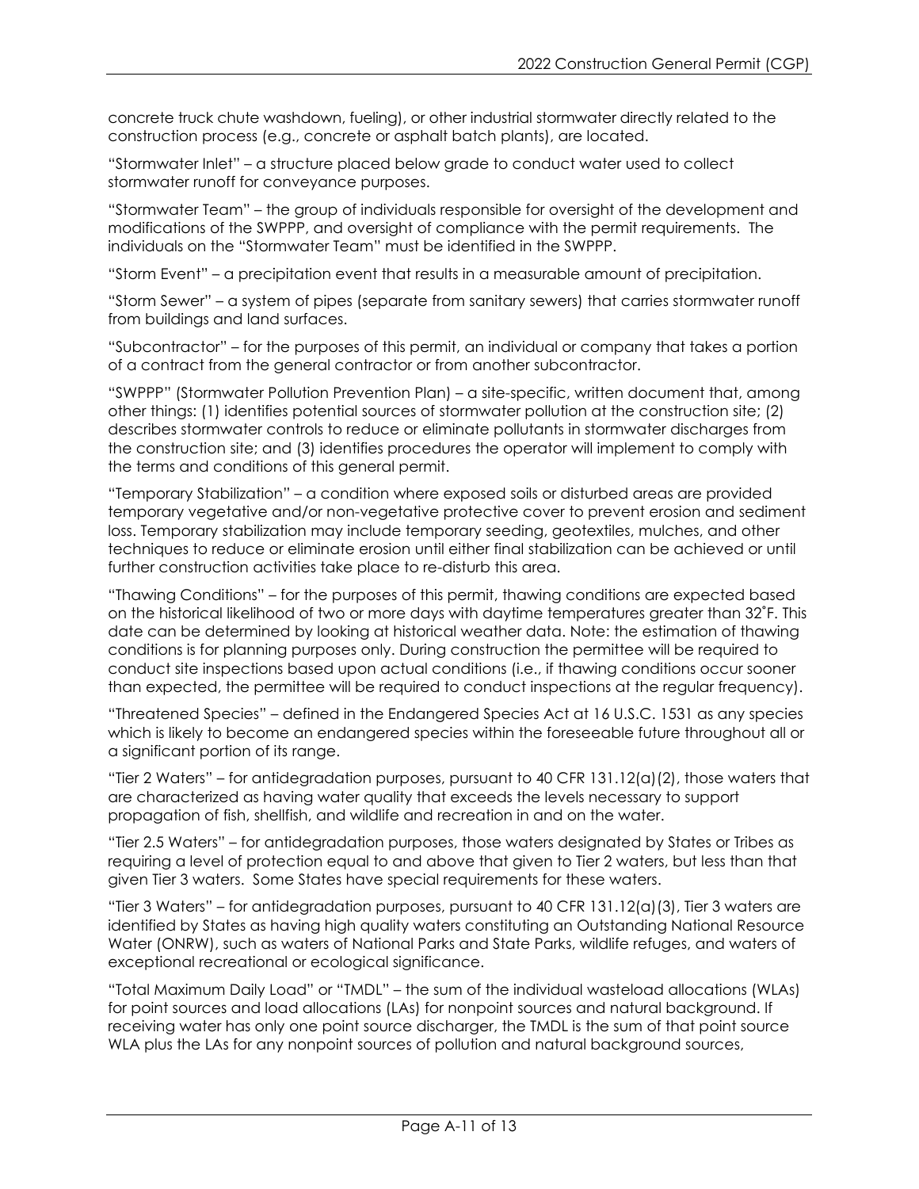concrete truck chute washdown, fueling), or other industrial stormwater directly related to the construction process (e.g., concrete or asphalt batch plants), are located.

"Stormwater Inlet" – a structure placed below grade to conduct water used to collect stormwater runoff for conveyance purposes.

"Stormwater Team" – the group of individuals responsible for oversight of the development and modifications of the SWPPP, and oversight of compliance with the permit requirements. The individuals on the "Stormwater Team" must be identified in the SWPPP.

"Storm Event" – a precipitation event that results in a measurable amount of precipitation.

"Storm Sewer" – a system of pipes (separate from sanitary sewers) that carries stormwater runoff from buildings and land surfaces.

"Subcontractor" – for the purposes of this permit, an individual or company that takes a portion of a contract from the general contractor or from another subcontractor.

"SWPPP" (Stormwater Pollution Prevention Plan) – a site-specific, written document that, among other things: (1) identifies potential sources of stormwater pollution at the construction site; (2) describes stormwater controls to reduce or eliminate pollutants in stormwater discharges from the construction site; and (3) identifies procedures the operator will implement to comply with the terms and conditions of this general permit.

"Temporary Stabilization" – a condition where exposed soils or disturbed areas are provided temporary vegetative and/or non-vegetative protective cover to prevent erosion and sediment loss. Temporary stabilization may include temporary seeding, geotextiles, mulches, and other techniques to reduce or eliminate erosion until either final stabilization can be achieved or until further construction activities take place to re-disturb this area.

"Thawing Conditions" – for the purposes of this permit, thawing conditions are expected based on the historical likelihood of two or more days with daytime temperatures greater than 32˚F. This date can be determined by looking at historical weather data. Note: the estimation of thawing conditions is for planning purposes only. During construction the permittee will be required to conduct site inspections based upon actual conditions (i.e., if thawing conditions occur sooner than expected, the permittee will be required to conduct inspections at the regular frequency).

"Threatened Species" – defined in the Endangered Species Act at 16 U.S.C. 1531 as any species which is likely to become an endangered species within the foreseeable future throughout all or a significant portion of its range.

"Tier 2 Waters" – for antidegradation purposes, pursuant to 40 CFR 131.12(a)(2), those waters that are characterized as having water quality that exceeds the levels necessary to support propagation of fish, shellfish, and wildlife and recreation in and on the water.

"Tier 2.5 Waters" – for antidegradation purposes, those waters designated by States or Tribes as requiring a level of protection equal to and above that given to Tier 2 waters, but less than that given Tier 3 waters. Some States have special requirements for these waters.

"Tier 3 Waters" – for antidegradation purposes, pursuant to 40 CFR 131.12(a)(3), Tier 3 waters are identified by States as having high quality waters constituting an Outstanding National Resource Water (ONRW), such as waters of National Parks and State Parks, wildlife refuges, and waters of exceptional recreational or ecological significance.

"Total Maximum Daily Load" or "TMDL" – the sum of the individual wasteload allocations (WLAs) for point sources and load allocations (LAs) for nonpoint sources and natural background. If receiving water has only one point source discharger, the TMDL is the sum of that point source WLA plus the LAs for any nonpoint sources of pollution and natural background sources,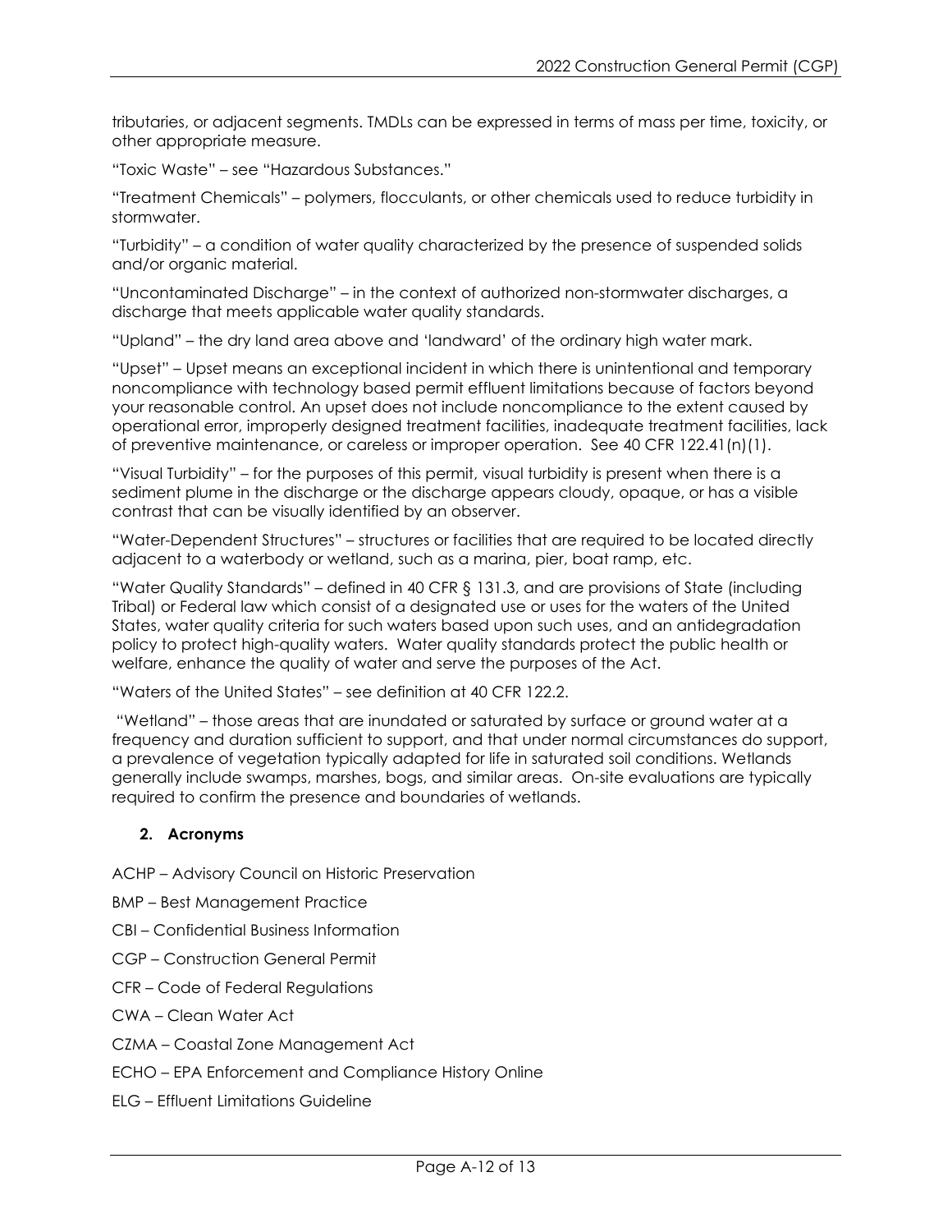tributaries, or adjacent segments. TMDLs can be expressed in terms of mass per time, toxicity, or other appropriate measure.

"Toxic Waste" – see "Hazardous Substances."

"Treatment Chemicals" – polymers, flocculants, or other chemicals used to reduce turbidity in stormwater.

"Turbidity" – a condition of water quality characterized by the presence of suspended solids and/or organic material.

"Uncontaminated Discharge" – in the context of authorized non-stormwater discharges, a discharge that meets applicable water quality standards.

"Upland" – the dry land area above and 'landward' of the ordinary high water mark.

"Upset" – Upset means an exceptional incident in which there is unintentional and temporary noncompliance with technology based permit effluent limitations because of factors beyond your reasonable control. An upset does not include noncompliance to the extent caused by operational error, improperly designed treatment facilities, inadequate treatment facilities, lack of preventive maintenance, or careless or improper operation. See 40 CFR 122.41(n)(1).

"Visual Turbidity" – for the purposes of this permit, visual turbidity is present when there is a sediment plume in the discharge or the discharge appears cloudy, opaque, or has a visible contrast that can be visually identified by an observer.

"Water-Dependent Structures" – structures or facilities that are required to be located directly adjacent to a waterbody or wetland, such as a marina, pier, boat ramp, etc.

"Water Quality Standards" – defined in 40 CFR § 131.3, and are provisions of State (including Tribal) or Federal law which consist of a designated use or uses for the waters of the United States, water quality criteria for such waters based upon such uses, and an antidegradation policy to protect high-quality waters. Water quality standards protect the public health or welfare, enhance the quality of water and serve the purposes of the Act.

"Waters of the United States" – see definition at 40 CFR 122.2.

"Wetland" – those areas that are inundated or saturated by surface or ground water at a frequency and duration sufficient to support, and that under normal circumstances do support, a prevalence of vegetation typically adapted for life in saturated soil conditions. Wetlands generally include swamps, marshes, bogs, and similar areas. On-site evaluations are typically required to confirm the presence and boundaries of wetlands.

### 2. Acronyms

ACHP – Advisory Council on Historic Preservation

BMP – Best Management Practice

CBI – Confidential Business Information

CGP – Construction General Permit

CFR – Code of Federal Regulations

CWA – Clean Water Act

CZMA – Coastal Zone Management Act

ECHO – EPA Enforcement and Compliance History Online

ELG – Effluent Limitations Guideline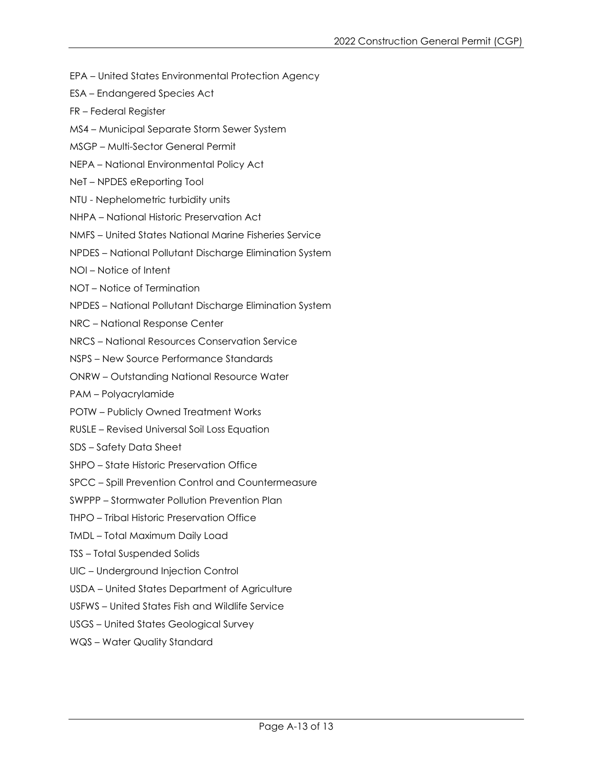EPA – United States Environmental Protection Agency

ESA – Endangered Species Act

FR – Federal Register

MS4 – Municipal Separate Storm Sewer System

MSGP – Multi-Sector General Permit

NEPA – National Environmental Policy Act

NeT – NPDES eReporting Tool

NTU - Nephelometric turbidity units

NHPA – National Historic Preservation Act

NMFS – United States National Marine Fisheries Service

NPDES – National Pollutant Discharge Elimination System

NOI – Notice of Intent

NOT – Notice of Termination

NPDES – National Pollutant Discharge Elimination System

NRC – National Response Center

NRCS – National Resources Conservation Service

NSPS – New Source Performance Standards

ONRW – Outstanding National Resource Water

PAM – Polyacrylamide

POTW – Publicly Owned Treatment Works

RUSLE – Revised Universal Soil Loss Equation

SDS – Safety Data Sheet

SHPO – State Historic Preservation Office

SPCC – Spill Prevention Control and Countermeasure

SWPPP – Stormwater Pollution Prevention Plan

THPO – Tribal Historic Preservation Office

TMDL – Total Maximum Daily Load

TSS – Total Suspended Solids

UIC – Underground Injection Control

USDA – United States Department of Agriculture

USFWS – United States Fish and Wildlife Service

USGS – United States Geological Survey

WQS – Water Quality Standard